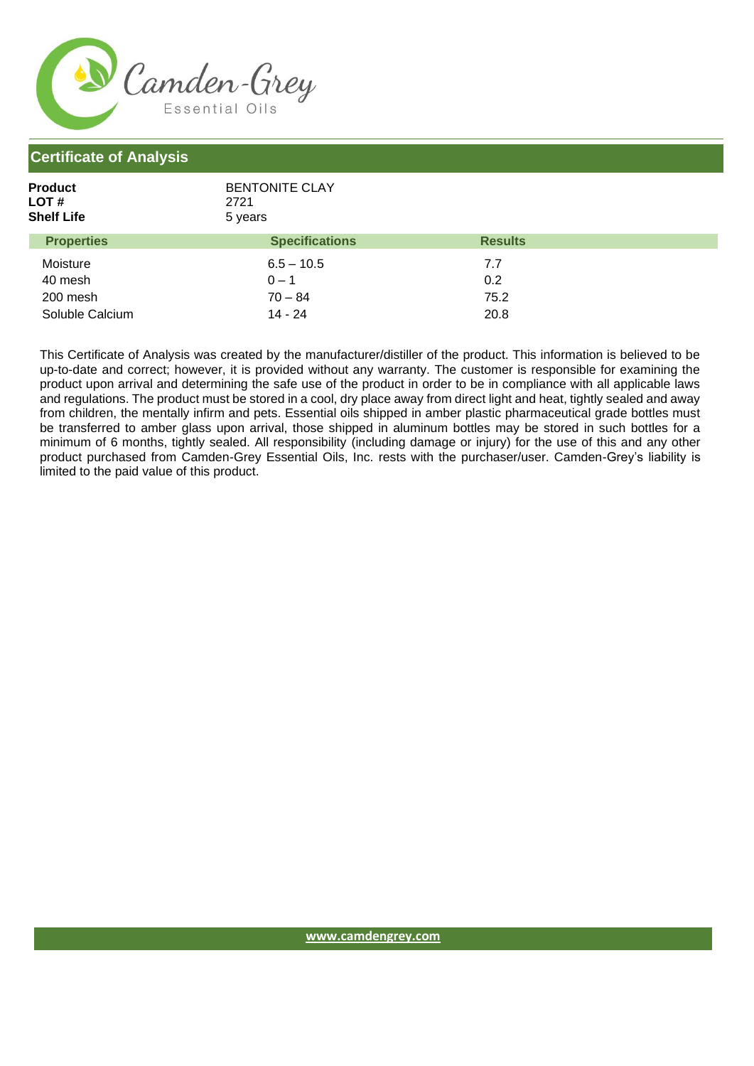Camden-Grey
Essential Oils

## Certificate of Analysis

**Product** BENTONITE CLAY
**LOT #** 2721
**Shelf Life** 5 years

| Properties | Specifications | Results |
|---|---|---|
| Moisture | 6.5 – 10.5 | 7.7 |
| 40 mesh | 0 – 1 | 0.2 |
| 200 mesh | 70 – 84 | 75.2 |
| Soluble Calcium | 14 - 24 | 20.8 |

This Certificate of Analysis was created by the manufacturer/distiller of the product. This information is believed to be up-to-date and correct; however, it is provided without any warranty. The customer is responsible for examining the product upon arrival and determining the safe use of the product in order to be in compliance with all applicable laws and regulations. The product must be stored in a cool, dry place away from direct light and heat, tightly sealed and away from children, the mentally infirm and pets. Essential oils shipped in amber plastic pharmaceutical grade bottles must be transferred to amber glass upon arrival, those shipped in aluminum bottles may be stored in such bottles for a minimum of 6 months, tightly sealed. All responsibility (including damage or injury) for the use of this and any other product purchased from Camden-Grey Essential Oils, Inc. rests with the purchaser/user. Camden-Grey's liability is limited to the paid value of this product.

www.camdengrey.com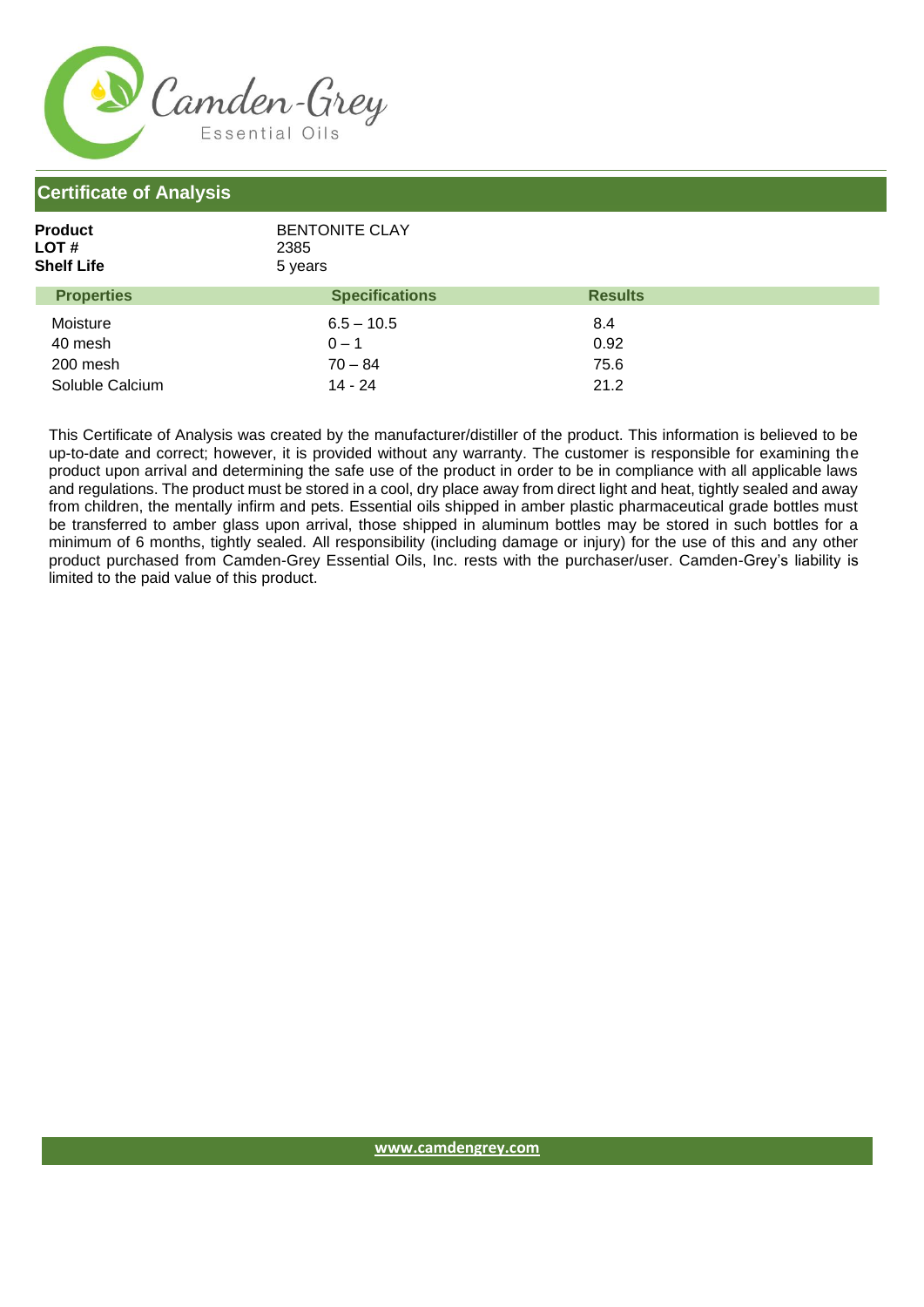Camden-Grey
Essential Oils

## Certificate of Analysis

**Product** BENTONITE CLAY
**LOT #** 2385
**Shelf Life** 5 years

| Properties | Specifications | Results |
|---|---|---|
| Moisture | 6.5 – 10.5 | 8.4 |
| 40 mesh | 0 – 1 | 0.92 |
| 200 mesh | 70 – 84 | 75.6 |
| Soluble Calcium | 14 - 24 | 21.2 |

This Certificate of Analysis was created by the manufacturer/distiller of the product. This information is believed to be up-to-date and correct; however, it is provided without any warranty. The customer is responsible for examining the product upon arrival and determining the safe use of the product in order to be in compliance with all applicable laws and regulations. The product must be stored in a cool, dry place away from direct light and heat, tightly sealed and away from children, the mentally infirm and pets. Essential oils shipped in amber plastic pharmaceutical grade bottles must be transferred to amber glass upon arrival, those shipped in aluminum bottles may be stored in such bottles for a minimum of 6 months, tightly sealed. All responsibility (including damage or injury) for the use of this and any other product purchased from Camden-Grey Essential Oils, Inc. rests with the purchaser/user. Camden-Grey's liability is limited to the paid value of this product.

www.camdengrey.com